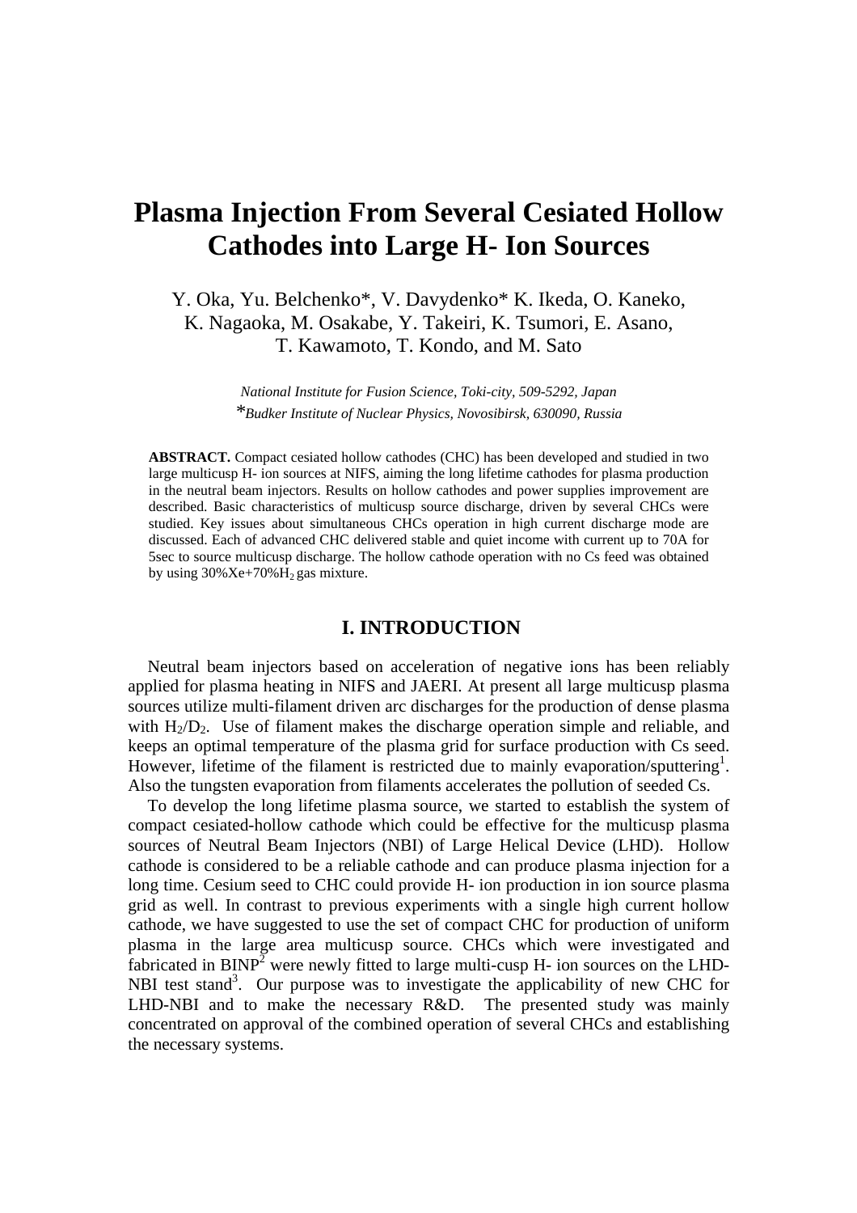# Plasma Injection From Several Cesiated Hollow Cathodes into Large H- Ion Sources

Y. Oka, Yu. Belchenko*, V. Davydenko* K. Ikeda, O. Kaneko, K. Nagaoka, M. Osakabe, Y. Takeiri, K. Tsumori, E. Asano, T. Kawamoto, T. Kondo, and M. Sato

*National Institute for Fusion Science, Toki-city, 509-5292, Japan*
*\*Budker Institute of Nuclear Physics, Novosibirsk, 630090, Russia*

**ABSTRACT.** Compact cesiated hollow cathodes (CHC) has been developed and studied in two large multicusp H- ion sources at NIFS, aiming the long lifetime cathodes for plasma production in the neutral beam injectors. Results on hollow cathodes and power supplies improvement are described. Basic characteristics of multicusp source discharge, driven by several CHCs were studied. Key issues about simultaneous CHCs operation in high current discharge mode are discussed. Each of advanced CHC delivered stable and quiet income with current up to 70A for 5sec to source multicusp discharge. The hollow cathode operation with no Cs feed was obtained by using 30%Xe+70%$H_2$ gas mixture.

## I. INTRODUCTION

Neutral beam injectors based on acceleration of negative ions has been reliably applied for plasma heating in NIFS and JAERI. At present all large multicusp plasma sources utilize multi-filament driven arc discharges for the production of dense plasma with $H_2$/$D_2$. Use of filament makes the discharge operation simple and reliable, and keeps an optimal temperature of the plasma grid for surface production with Cs seed. However, lifetime of the filament is restricted due to mainly evaporation/sputtering[1]. Also the tungsten evaporation from filaments accelerates the pollution of seeded Cs.

To develop the long lifetime plasma source, we started to establish the system of compact cesiated-hollow cathode which could be effective for the multicusp plasma sources of Neutral Beam Injectors (NBI) of Large Helical Device (LHD). Hollow cathode is considered to be a reliable cathode and can produce plasma injection for a long time. Cesium seed to CHC could provide H- ion production in ion source plasma grid as well. In contrast to previous experiments with a single high current hollow cathode, we have suggested to use the set of compact CHC for production of uniform plasma in the large area multicusp source. CHCs which were investigated and fabricated in BINP[2] were newly fitted to large multi-cusp H- ion sources on the LHD-NBI test stand[3]. Our purpose was to investigate the applicability of new CHC for LHD-NBI and to make the necessary R&D. The presented study was mainly concentrated on approval of the combined operation of several CHCs and establishing the necessary systems.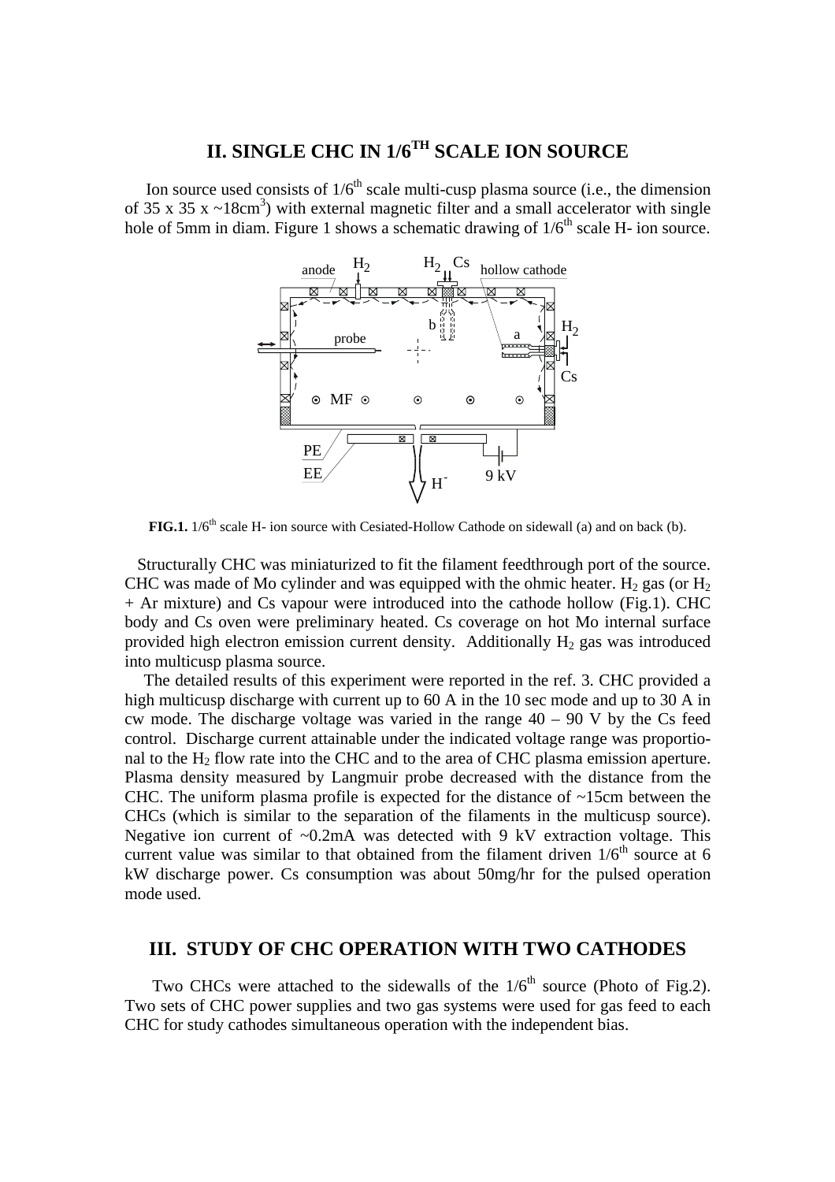## II. SINGLE CHC IN 1/6TH SCALE ION SOURCE

Ion source used consists of 1/6th scale multi-cusp plasma source (i.e., the dimension of 35 x 35 x ~18cm[3]) with external magnetic filter and a small accelerator with single hole of 5mm in diam. Figure 1 shows a schematic drawing of 1/6th scale H- ion source.

**FIG.1.** 1/6th scale H- ion source with Cesiated-Hollow Cathode on sidewall (a) and on back (b).

Structurally CHC was miniaturized to fit the filament feedthrough port of the source. CHC was made of Mo cylinder and was equipped with the ohmic heater. $H_2$ gas (or $H_2$ + Ar mixture) and Cs vapour were introduced into the cathode hollow (Fig.1). CHC body and Cs oven were preliminary heated. Cs coverage on hot Mo internal surface provided high electron emission current density. Additionally $H_2$ gas was introduced into multicusp plasma source.

The detailed results of this experiment were reported in the ref. 3. CHC provided a high multicusp discharge with current up to 60 A in the 10 sec mode and up to 30 A in cw mode. The discharge voltage was varied in the range 40 – 90 V by the Cs feed control. Discharge current attainable under the indicated voltage range was proportional to the $H_2$ flow rate into the CHC and to the area of CHC plasma emission aperture. Plasma density measured by Langmuir probe decreased with the distance from the CHC. The uniform plasma profile is expected for the distance of ~15cm between the CHCs (which is similar to the separation of the filaments in the multicusp source). Negative ion current of ~0.2mA was detected with 9 kV extraction voltage. This current value was similar to that obtained from the filament driven 1/6th source at 6 kW discharge power. Cs consumption was about 50mg/hr for the pulsed operation mode used.

## III. STUDY OF CHC OPERATION WITH TWO CATHODES

Two CHCs were attached to the sidewalls of the 1/6th source (Photo of Fig.2). Two sets of CHC power supplies and two gas systems were used for gas feed to each CHC for study cathodes simultaneous operation with the independent bias.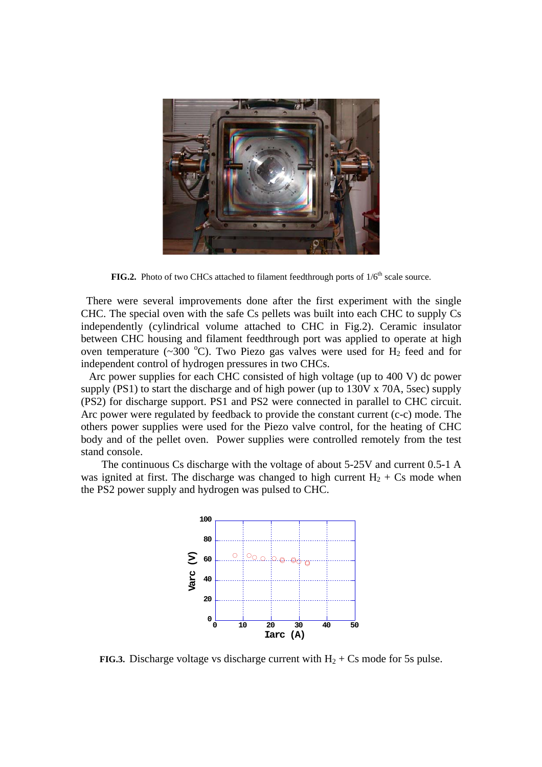**FIG.2.** Photo of two CHCs attached to filament feedthrough ports of 1/6$^{th}$ scale source.

There were several improvements done after the first experiment with the single CHC. The special oven with the safe Cs pellets was built into each CHC to supply Cs independently (cylindrical volume attached to CHC in Fig.2). Ceramic insulator between CHC housing and filament feedthrough port was applied to operate at high oven temperature (~300 $^{o}$C). Two Piezo gas valves were used for $H_2$ feed and for independent control of hydrogen pressures in two CHCs.

Arc power supplies for each CHC consisted of high voltage (up to 400 V) dc power supply (PS1) to start the discharge and of high power (up to 130V x 70A, 5sec) supply (PS2) for discharge support. PS1 and PS2 were connected in parallel to CHC circuit. Arc power were regulated by feedback to provide the constant current (c-c) mode. The others power supplies were used for the Piezo valve control, for the heating of CHC body and of the pellet oven. Power supplies were controlled remotely from the test stand console.

The continuous Cs discharge with the voltage of about 5-25V and current 0.5-1 A was ignited at first. The discharge was changed to high current $H_2$ + Cs mode when the PS2 power supply and hydrogen was pulsed to CHC.

**FIG.3.** Discharge voltage vs discharge current with $H_2$ + Cs mode for 5s pulse.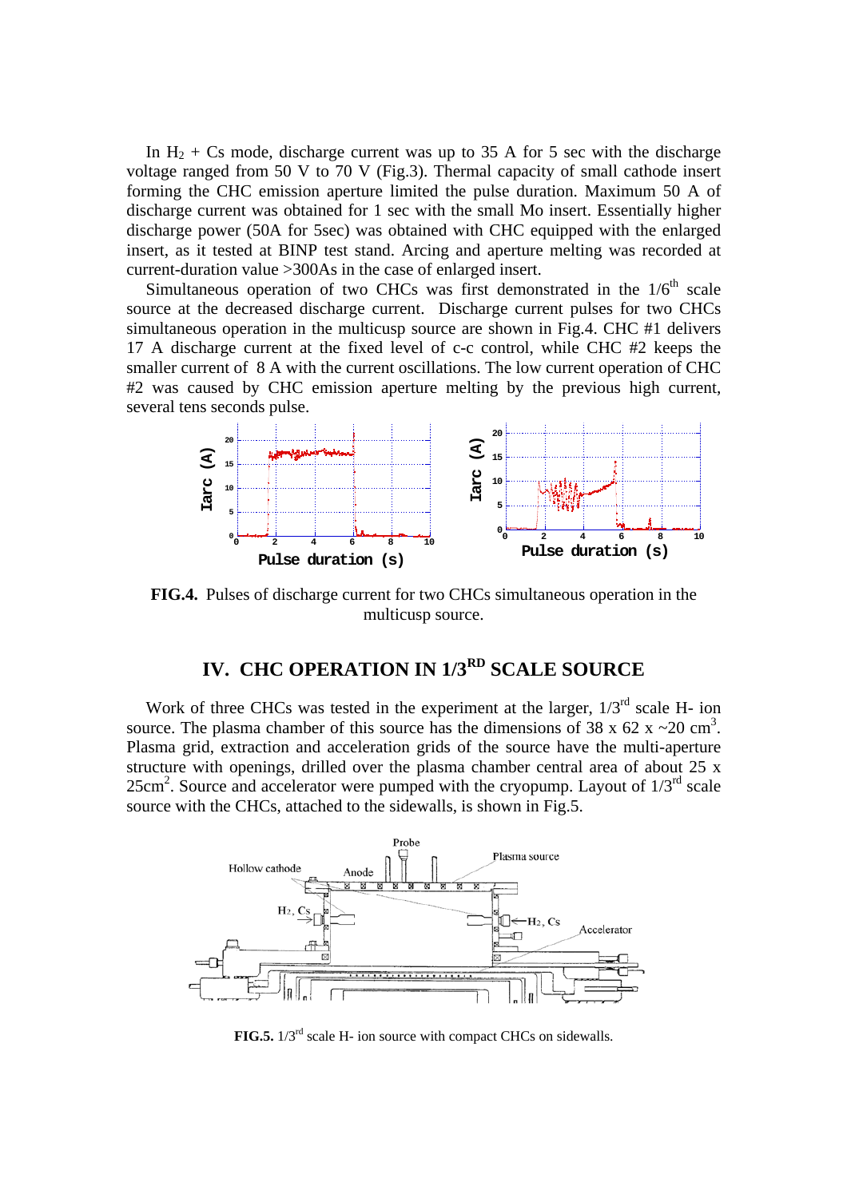In $H_2$ + Cs mode, discharge current was up to 35 A for 5 sec with the discharge voltage ranged from 50 V to 70 V (Fig.3). Thermal capacity of small cathode insert forming the CHC emission aperture limited the pulse duration. Maximum 50 A of discharge current was obtained for 1 sec with the small Mo insert. Essentially higher discharge power (50A for 5sec) was obtained with CHC equipped with the enlarged insert, as it tested at BINP test stand. Arcing and aperture melting was recorded at current-duration value >300As in the case of enlarged insert.

Simultaneous operation of two CHCs was first demonstrated in the $1/6^{th}$ scale source at the decreased discharge current. Discharge current pulses for two CHCs simultaneous operation in the multicusp source are shown in Fig.4. CHC #1 delivers 17 A discharge current at the fixed level of c-c control, while CHC #2 keeps the smaller current of 8 A with the current oscillations. The low current operation of CHC #2 was caused by CHC emission aperture melting by the previous high current, several tens seconds pulse.

**FIG.4.** Pulses of discharge current for two CHCs simultaneous operation in the multicusp source.

## IV. CHC OPERATION IN $1/3^{RD}$ SCALE SOURCE

Work of three CHCs was tested in the experiment at the larger, $1/3^{rd}$ scale H- ion source. The plasma chamber of this source has the dimensions of 38 x 62 x ~20 $cm^3$. Plasma grid, extraction and acceleration grids of the source have the multi-aperture structure with openings, drilled over the plasma chamber central area of about 25 x 25$cm^2$. Source and accelerator were pumped with the cryopump. Layout of $1/3^{rd}$ scale source with the CHCs, attached to the sidewalls, is shown in Fig.5.

**FIG.5.** $1/3^{rd}$ scale H- ion source with compact CHCs on sidewalls.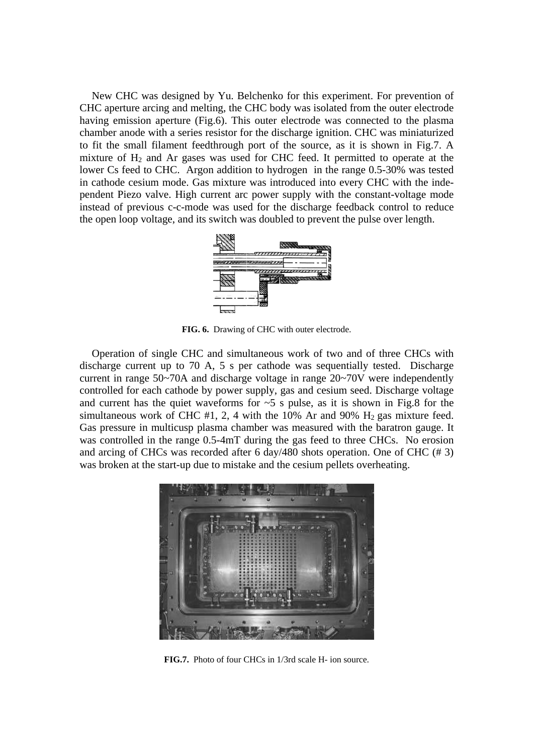New CHC was designed by Yu. Belchenko for this experiment. For prevention of CHC aperture arcing and melting, the CHC body was isolated from the outer electrode having emission aperture (Fig.6). This outer electrode was connected to the plasma chamber anode with a series resistor for the discharge ignition. CHC was miniaturized to fit the small filament feedthrough port of the source, as it is shown in Fig.7. A mixture of $H_2$ and Ar gases was used for CHC feed. It permitted to operate at the lower Cs feed to CHC. Argon addition to hydrogen in the range 0.5-30% was tested in cathode cesium mode. Gas mixture was introduced into every CHC with the independent Piezo valve. High current arc power supply with the constant-voltage mode instead of previous c-c-mode was used for the discharge feedback control to reduce the open loop voltage, and its switch was doubled to prevent the pulse over length.

**FIG. 6.** Drawing of CHC with outer electrode.

Operation of single CHC and simultaneous work of two and of three CHCs with discharge current up to 70 A, 5 s per cathode was sequentially tested. Discharge current in range 50~70A and discharge voltage in range 20~70V were independently controlled for each cathode by power supply, gas and cesium seed. Discharge voltage and current has the quiet waveforms for ~5 s pulse, as it is shown in Fig.8 for the simultaneous work of CHC #1, 2, 4 with the 10% Ar and 90% $H_2$ gas mixture feed. Gas pressure in multicusp plasma chamber was measured with the baratron gauge. It was controlled in the range 0.5-4mT during the gas feed to three CHCs. No erosion and arcing of CHCs was recorded after 6 day/480 shots operation. One of CHC (# 3) was broken at the start-up due to mistake and the cesium pellets overheating.

**FIG.7.** Photo of four CHCs in 1/3rd scale H- ion source.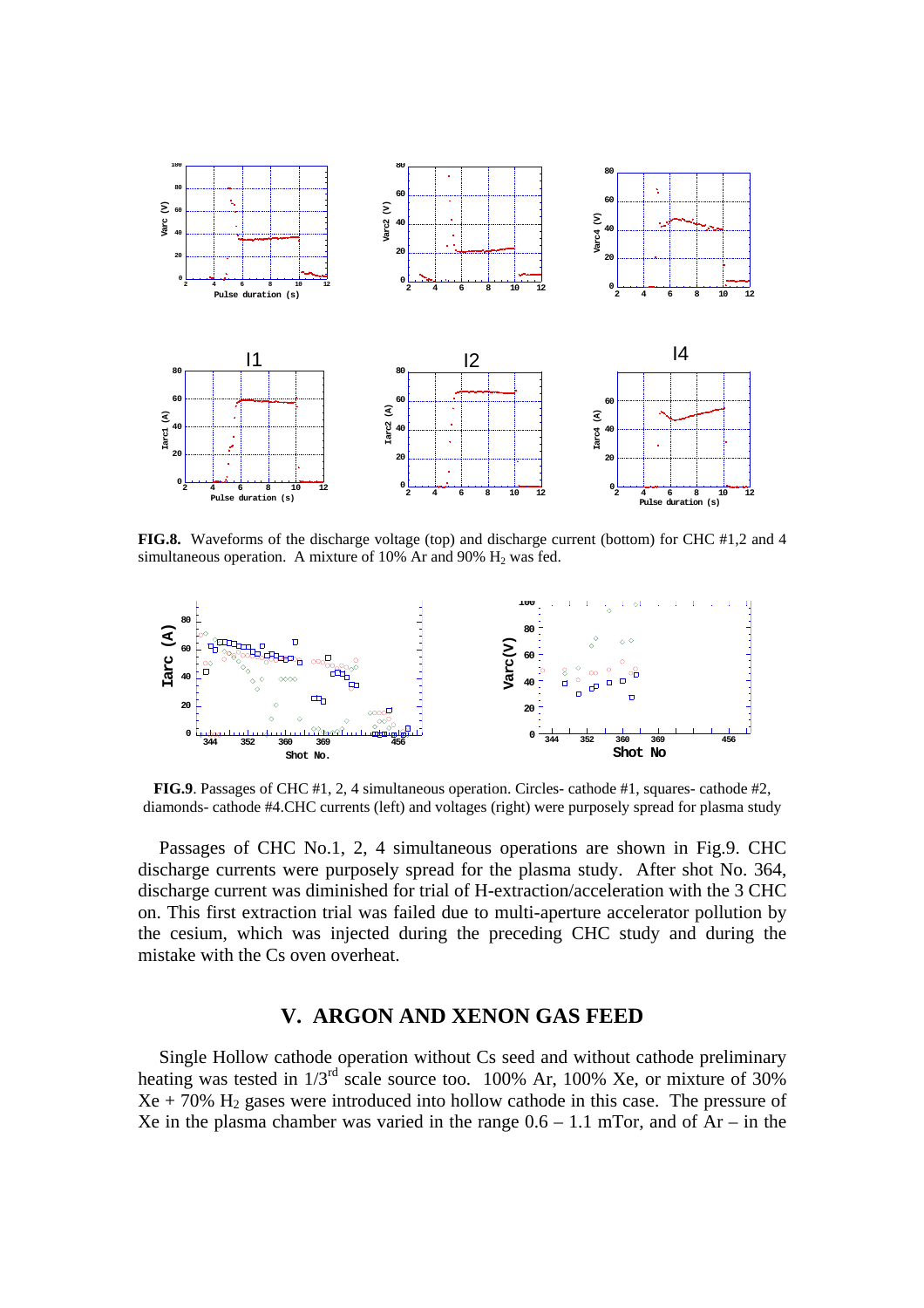**FIG.8.** Waveforms of the discharge voltage (top) and discharge current (bottom) for CHC #1,2 and 4 simultaneous operation. A mixture of 10% Ar and 90% $H_2$ was fed.

**FIG.9**. Passages of CHC #1, 2, 4 simultaneous operation. Circles- cathode #1, squares- cathode #2, diamonds- cathode #4.CHC currents (left) and voltages (right) were purposely spread for plasma study

Passages of CHC No.1, 2, 4 simultaneous operations are shown in Fig.9. CHC discharge currents were purposely spread for the plasma study. After shot No. 364, discharge current was diminished for trial of H-extraction/acceleration with the 3 CHC on. This first extraction trial was failed due to multi-aperture accelerator pollution by the cesium, which was injected during the preceding CHC study and during the mistake with the Cs oven overheat.

## V. ARGON AND XENON GAS FEED

Single Hollow cathode operation without Cs seed and without cathode preliminary heating was tested in 1/3[rd] scale source too. 100% Ar, 100% Xe, or mixture of 30% Xe + 70% $H_2$ gases were introduced into hollow cathode in this case. The pressure of Xe in the plasma chamber was varied in the range 0.6 – 1.1 mTor, and of Ar – in the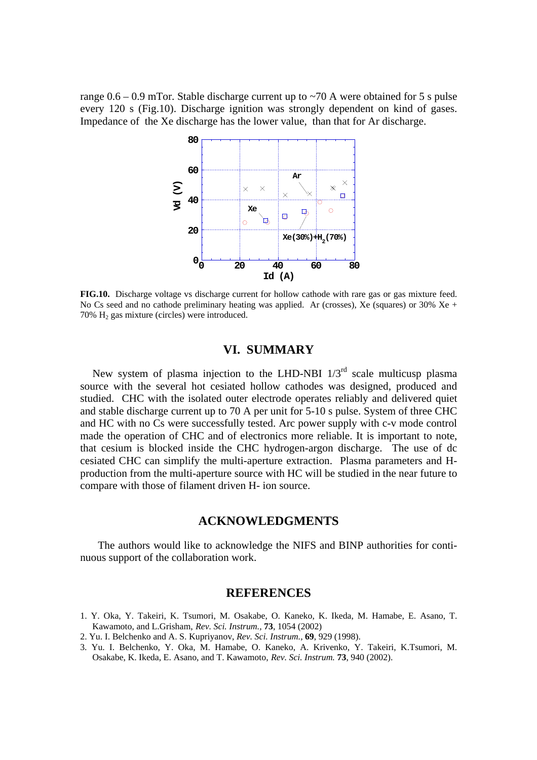range 0.6 – 0.9 mTor. Stable discharge current up to ~70 A were obtained for 5 s pulse every 120 s (Fig.10). Discharge ignition was strongly dependent on kind of gases. Impedance of the Xe discharge has the lower value, than that for Ar discharge.

80
60
40
20
0
Vd (V)
0
20
40
60
80
Id (A)
Ar
Xe
Xe(30%)+$H_2$(70%)

**FIG.10.** Discharge voltage vs discharge current for hollow cathode with rare gas or gas mixture feed. No Cs seed and no cathode preliminary heating was applied. Ar (crosses), Xe (squares) or 30% Xe + 70% $H_2$ gas mixture (circles) were introduced.

## VI. SUMMARY

New system of plasma injection to the LHD-NBI $1/3^{rd}$ scale multicusp plasma source with the several hot cesiated hollow cathodes was designed, produced and studied. CHC with the isolated outer electrode operates reliably and delivered quiet and stable discharge current up to 70 A per unit for 5-10 s pulse. System of three CHC and HC with no Cs were successfully tested. Arc power supply with c-v mode control made the operation of CHC and of electronics more reliable. It is important to note, that cesium is blocked inside the CHC hydrogen-argon discharge. The use of dc cesiated CHC can simplify the multi-aperture extraction. Plasma parameters and H- production from the multi-aperture source with HC will be studied in the near future to compare with those of filament driven H- ion source.

## ACKNOWLEDGMENTS

The authors would like to acknowledge the NIFS and BINP authorities for continuous support of the collaboration work.

## REFERENCES

1. Y. Oka, Y. Takeiri, K. Tsumori, M. Osakabe, O. Kaneko, K. Ikeda, M. Hamabe, E. Asano, T. Kawamoto, and L.Grisham, *Rev. Sci. Instrum.*, **73**, 1054 (2002)
2. Yu. I. Belchenko and A. S. Kupriyanov, *Rev. Sci. Instrum.*, **69**, 929 (1998).
3. Yu. I. Belchenko, Y. Oka, M. Hamabe, O. Kaneko, A. Krivenko, Y. Takeiri, K.Tsumori, M. Osakabe, K. Ikeda, E. Asano, and T. Kawamoto, *Rev. Sci. Instrum.* **73**, 940 (2002).